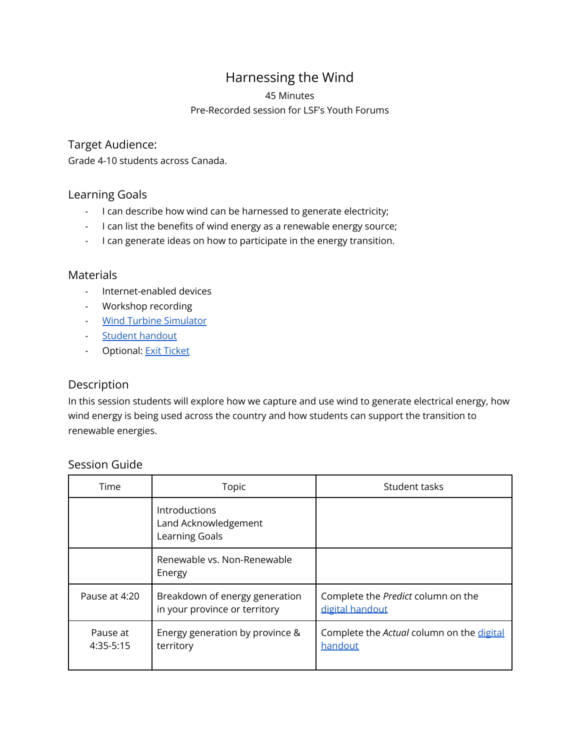# Harnessing the Wind

45 Minutes

Pre-Recorded session for LSF's Youth Forums

## Target Audience:

Grade 4-10 students across Canada.

## Learning Goals

- I can describe how wind can be harnessed to generate electricity;
- I can list the benefits of wind energy as a renewable energy source;
- I can generate ideas on how to participate in the energy transition.

## Materials

- Internet-enabled devices
- Workshop recording
- Wind Turbine Simulator
- Student handout
- Optional: Exit Ticket

## Description

In this session students will explore how we capture and use wind to generate electrical energy, how wind energy is being used across the country and how students can support the transition to renewable energies.

## Session Guide

| Time | Topic | Student tasks |
|---|---|---|
| | Introductions<br>Land Acknowledgement<br>Learning Goals | |
| | Renewable vs. Non-Renewable Energy | |
| Pause at 4:20 | Breakdown of energy generation in your province or territory | Complete the *Predict* column on the digital handout |
| Pause at 4:35-5:15 | Energy generation by province & territory | Complete the *Actual* column on the digital handout |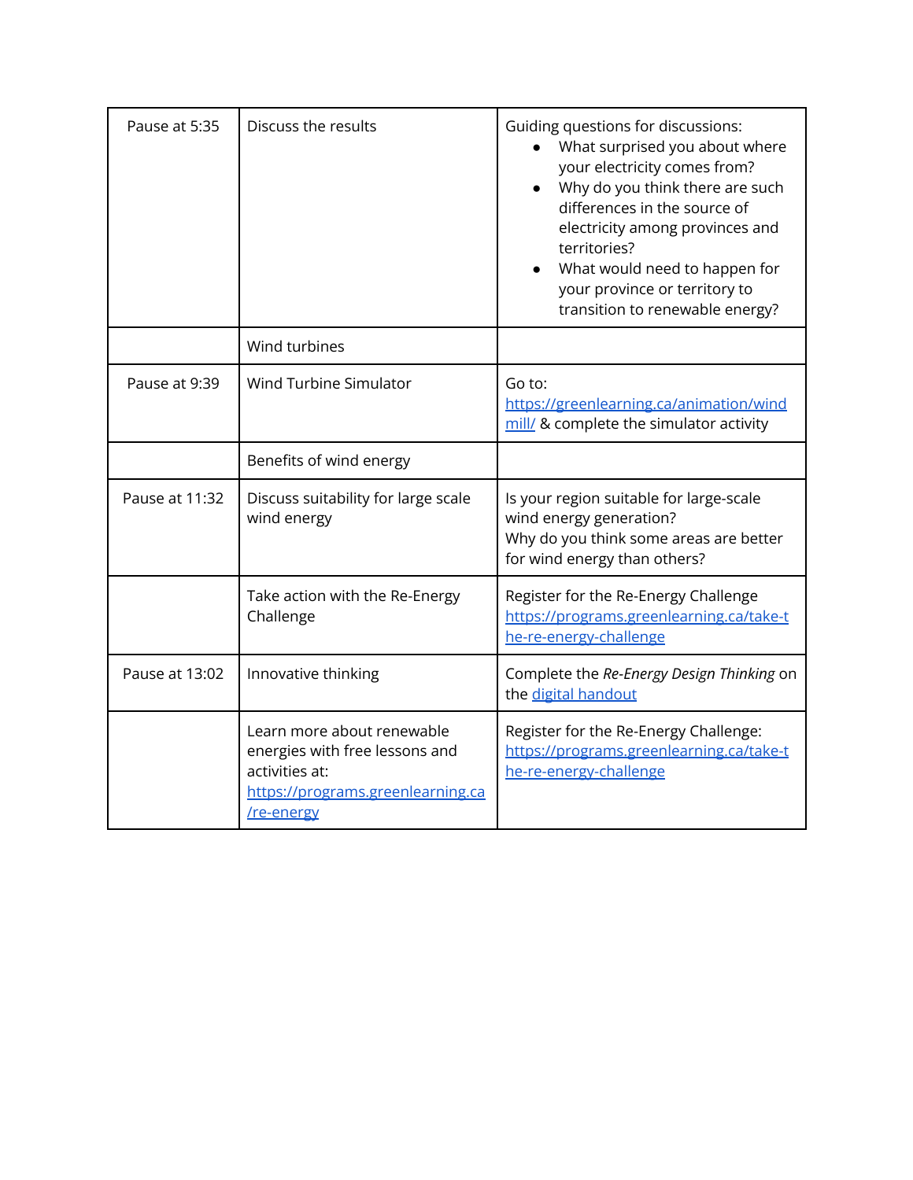| | | |
|---|---|---|
| Pause at 5:35 | Discuss the results | Guiding questions for discussions:<br>• What surprised you about where your electricity comes from?<br>• Why do you think there are such differences in the source of electricity among provinces and territories?<br>• What would need to happen for your province or territory to transition to renewable energy? |
| | Wind turbines | |
| Pause at 9:39 | Wind Turbine Simulator | Go to: https://greenlearning.ca/animation/windmill/ & complete the simulator activity |
| | Benefits of wind energy | |
| Pause at 11:32 | Discuss suitability for large scale wind energy | Is your region suitable for large-scale wind energy generation?<br>Why do you think some areas are better for wind energy than others? |
| | Take action with the Re-Energy Challenge | Register for the Re-Energy Challenge https://programs.greenlearning.ca/take-the-re-energy-challenge |
| Pause at 13:02 | Innovative thinking | Complete the *Re-Energy Design Thinking* on the digital handout |
| | Learn more about renewable energies with free lessons and activities at: https://programs.greenlearning.ca/re-energy | Register for the Re-Energy Challenge: https://programs.greenlearning.ca/take-the-re-energy-challenge |